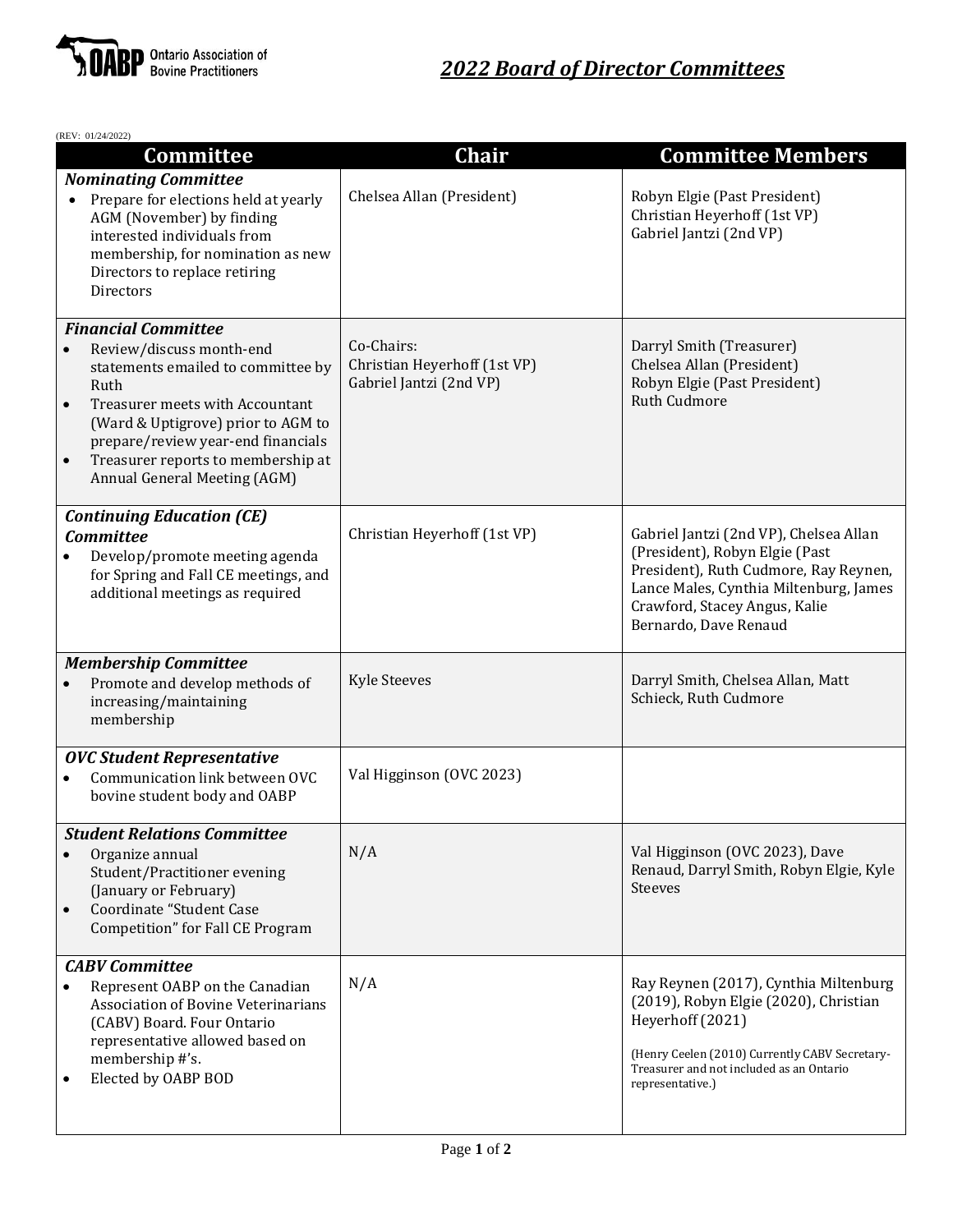Ontario Association of Bovine Practitioners

# *2022 Board of Director Committees*

(REV: 01/24/2022)

| Committee | Chair | Committee Members |
|---|---|---|
| ***Nominating Committee***<br>• Prepare for elections held at yearly AGM (November) by finding interested individuals from membership, for nomination as new Directors to replace retiring Directors | Chelsea Allan (President) | Robyn Elgie (Past President)<br>Christian Heyerhoff (1st VP)<br>Gabriel Jantzi (2nd VP) |
| ***Financial Committee***<br>• Review/discuss month-end statements emailed to committee by Ruth<br>• Treasurer meets with Accountant (Ward & Uptigrove) prior to AGM to prepare/review year-end financials<br>• Treasurer reports to membership at Annual General Meeting (AGM) | Co-Chairs:<br>Christian Heyerhoff (1st VP)<br>Gabriel Jantzi (2nd VP) | Darryl Smith (Treasurer)<br>Chelsea Allan (President)<br>Robyn Elgie (Past President)<br>Ruth Cudmore |
| ***Continuing Education (CE) Committee***<br>• Develop/promote meeting agenda for Spring and Fall CE meetings, and additional meetings as required | Christian Heyerhoff (1st VP) | Gabriel Jantzi (2nd VP), Chelsea Allan (President), Robyn Elgie (Past President), Ruth Cudmore, Ray Reynen, Lance Males, Cynthia Miltenburg, James Crawford, Stacey Angus, Kalie Bernardo, Dave Renaud |
| ***Membership Committee***<br>• Promote and develop methods of increasing/maintaining membership | Kyle Steeves | Darryl Smith, Chelsea Allan, Matt Schieck, Ruth Cudmore |
| ***OVC Student Representative***<br>• Communication link between OVC bovine student body and OABP | Val Higginson (OVC 2023) | |
| ***Student Relations Committee***<br>• Organize annual Student/Practitioner evening (January or February)<br>• Coordinate "Student Case Competition" for Fall CE Program | N/A | Val Higginson (OVC 2023), Dave Renaud, Darryl Smith, Robyn Elgie, Kyle Steeves |
| ***CABV Committee***<br>• Represent OABP on the Canadian Association of Bovine Veterinarians (CABV) Board. Four Ontario representative allowed based on membership #'s.<br>• Elected by OABP BOD | N/A | Ray Reynen (2017), Cynthia Miltenburg (2019), Robyn Elgie (2020), Christian Heyerhoff (2021)<br><br>(Henry Ceelen (2010) Currently CABV Secretary-Treasurer and not included as an Ontario representative.) |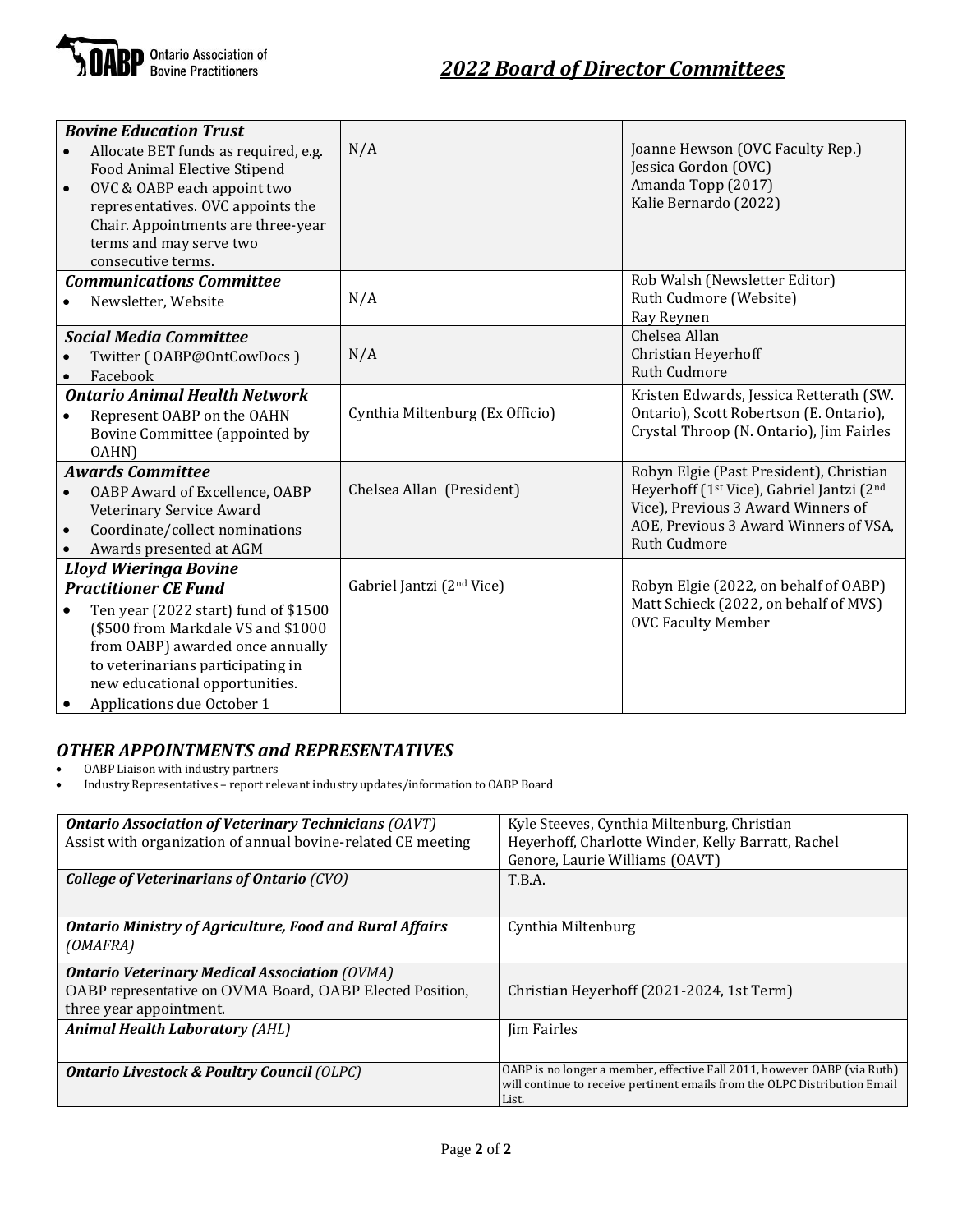# *2022 Board of Director Committees*

| | | |
|---|---|---|
| ***Bovine Education Trust***<br>• Allocate BET funds as required, e.g. Food Animal Elective Stipend<br>• OVC & OABP each appoint two representatives. OVC appoints the Chair. Appointments are three-year terms and may serve two consecutive terms. | N/A | Joanne Hewson (OVC Faculty Rep.)<br>Jessica Gordon (OVC)<br>Amanda Topp (2017)<br>Kalie Bernardo (2022) |
| ***Communications Committee***<br>• Newsletter, Website | N/A | Rob Walsh (Newsletter Editor)<br>Ruth Cudmore (Website)<br>Ray Reynen |
| ***Social Media Committee***<br>• Twitter ( OABP@OntCowDocs )<br>• Facebook | N/A | Chelsea Allan<br>Christian Heyerhoff<br>Ruth Cudmore |
| ***Ontario Animal Health Network***<br>• Represent OABP on the OAHN Bovine Committee (appointed by OAHN) | Cynthia Miltenburg (Ex Officio) | Kristen Edwards, Jessica Retterath (SW. Ontario), Scott Robertson (E. Ontario), Crystal Throop (N. Ontario), Jim Fairles |
| ***Awards Committee***<br>• OABP Award of Excellence, OABP Veterinary Service Award<br>• Coordinate/collect nominations<br>• Awards presented at AGM | Chelsea Allan (President) | Robyn Elgie (Past President), Christian Heyerhoff (1st Vice), Gabriel Jantzi (2nd Vice), Previous 3 Award Winners of AOE, Previous 3 Award Winners of VSA, Ruth Cudmore |
| ***Lloyd Wieringa Bovine Practitioner CE Fund***<br>• Ten year (2022 start) fund of $1500 ($500 from Markdale VS and $1000 from OABP) awarded once annually to veterinarians participating in new educational opportunities.<br>• Applications due October 1 | Gabriel Jantzi (2nd Vice) | Robyn Elgie (2022, on behalf of OABP)<br>Matt Schieck (2022, on behalf of MVS)<br>OVC Faculty Member |

## *OTHER APPOINTMENTS and REPRESENTATIVES*

- OABP Liaison with industry partners
- Industry Representatives – report relevant industry updates/information to OABP Board

| | |
|---|---|
| ***Ontario Association of Veterinary Technicians*** *(OAVT)*<br>Assist with organization of annual bovine-related CE meeting | Kyle Steeves, Cynthia Miltenburg, Christian Heyerhoff, Charlotte Winder, Kelly Barratt, Rachel Genore, Laurie Williams (OAVT) |
| ***College of Veterinarians of Ontario*** *(CVO)* | T.B.A. |
| ***Ontario Ministry of Agriculture, Food and Rural Affairs*** *(OMAFRA)* | Cynthia Miltenburg |
| ***Ontario Veterinary Medical Association*** *(OVMA)*<br>OABP representative on OVMA Board, OABP Elected Position, three year appointment. | Christian Heyerhoff (2021-2024, 1st Term) |
| ***Animal Health Laboratory*** *(AHL)* | Jim Fairles |
| ***Ontario Livestock & Poultry Council*** *(OLPC)* | OABP is no longer a member, effective Fall 2011, however OABP (via Ruth) will continue to receive pertinent emails from the OLPC Distribution Email List. |